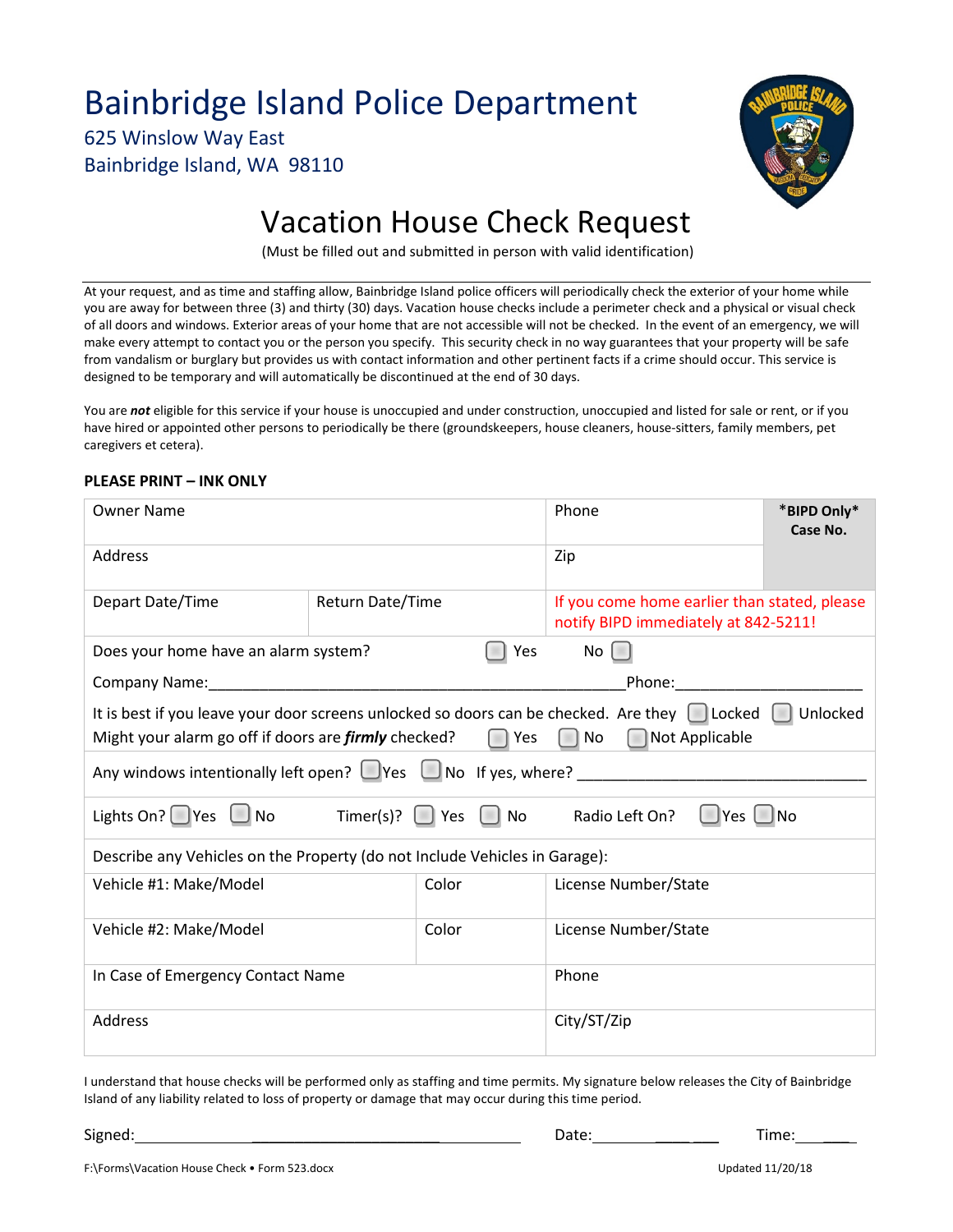# Bainbridge Island Police Department

625 Winslow Way East
Bainbridge Island, WA 98110

## Vacation House Check Request

(Must be filled out and submitted in person with valid identification)

At your request, and as time and staffing allow, Bainbridge Island police officers will periodically check the exterior of your home while you are away for between three (3) and thirty (30) days. Vacation house checks include a perimeter check and a physical or visual check of all doors and windows. Exterior areas of your home that are not accessible will not be checked. In the event of an emergency, we will make every attempt to contact you or the person you specify. This security check in no way guarantees that your property will be safe from vandalism or burglary but provides us with contact information and other pertinent facts if a crime should occur. This service is designed to be temporary and will automatically be discontinued at the end of 30 days.

You are ***not*** eligible for this service if your house is unoccupied and under construction, unoccupied and listed for sale or rent, or if you have hired or appointed other persons to periodically be there (groundskeepers, house cleaners, house-sitters, family members, pet caregivers et cetera).

**PLEASE PRINT – INK ONLY**

| Owner Name | | Phone | **\*BIPD Only\* Case No.** |
|---|---|---|---|
| Address | | Zip | |
| Depart Date/Time | Return Date/Time | If you come home earlier than stated, please notify BIPD immediately at 842-5211! | |

Does your home have an alarm system? ☐ Yes No ☐

Company Name:\_\_\_\_\_\_\_\_\_\_\_\_\_\_\_\_\_\_\_\_\_\_\_\_\_\_\_\_\_\_\_\_\_\_\_\_\_\_\_\_Phone:\_\_\_\_\_\_\_\_\_\_\_\_\_\_\_\_\_\_\_\_

It is best if you leave your door screens unlocked so doors can be checked. Are they ☐ Locked ☐ Unlocked

Might your alarm go off if doors are ***firmly*** checked? ☐ Yes ☐ No ☐ Not Applicable

Any windows intentionally left open? ☐ Yes ☐ No If yes, where? \_\_\_\_\_\_\_\_\_\_\_\_\_\_\_\_\_\_\_\_\_\_\_\_\_\_\_\_\_\_\_\_\_\_

Lights On? ☐ Yes ☐ No Timer(s)? ☐ Yes ☐ No Radio Left On? ☐ Yes ☐ No

Describe any Vehicles on the Property (do not Include Vehicles in Garage):

| Vehicle #1: Make/Model | Color | License Number/State |
|---|---|---|
| Vehicle #2: Make/Model | Color | License Number/State |

| In Case of Emergency Contact Name | Phone |
|---|---|
| Address | City/ST/Zip |

I understand that house checks will be performed only as staffing and time permits. My signature below releases the City of Bainbridge Island of any liability related to loss of property or damage that may occur during this time period.

Signed:\_\_\_\_\_\_\_\_\_\_\_\_\_\_\_\_\_\_\_\_\_\_\_\_\_\_\_\_\_\_\_\_\_\_\_\_\_\_\_\_ Date:\_\_\_\_\_\_\_\_\_\_\_\_\_\_ Time:\_\_\_\_\_\_\_

F:\Forms\Vacation House Check • Form 523.docx Updated 11/20/18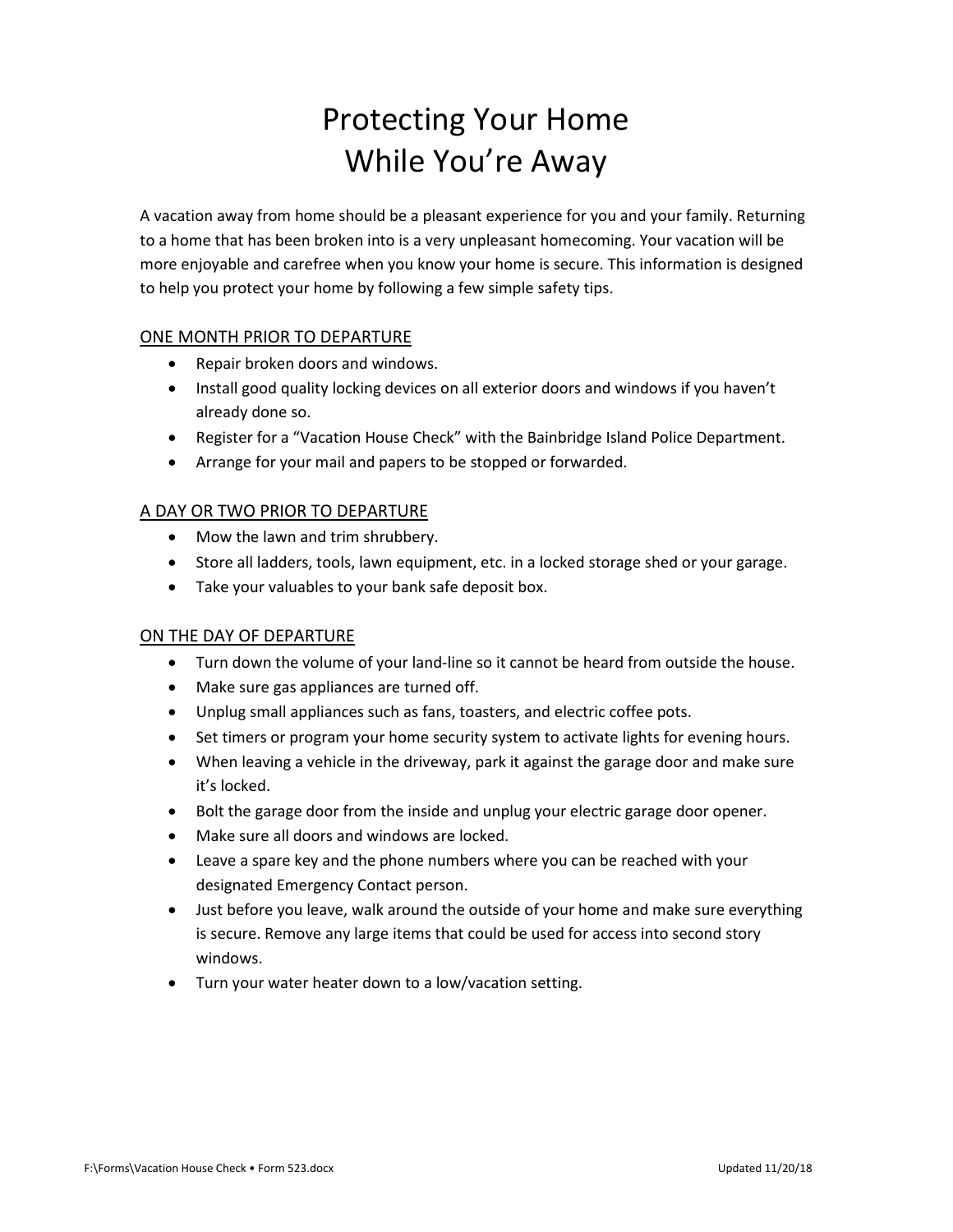# Protecting Your Home While You're Away

A vacation away from home should be a pleasant experience for you and your family. Returning to a home that has been broken into is a very unpleasant homecoming. Your vacation will be more enjoyable and carefree when you know your home is secure. This information is designed to help you protect your home by following a few simple safety tips.

## ONE MONTH PRIOR TO DEPARTURE

- Repair broken doors and windows.
- Install good quality locking devices on all exterior doors and windows if you haven't already done so.
- Register for a "Vacation House Check" with the Bainbridge Island Police Department.
- Arrange for your mail and papers to be stopped or forwarded.

## A DAY OR TWO PRIOR TO DEPARTURE

- Mow the lawn and trim shrubbery.
- Store all ladders, tools, lawn equipment, etc. in a locked storage shed or your garage.
- Take your valuables to your bank safe deposit box.

## ON THE DAY OF DEPARTURE

- Turn down the volume of your land-line so it cannot be heard from outside the house.
- Make sure gas appliances are turned off.
- Unplug small appliances such as fans, toasters, and electric coffee pots.
- Set timers or program your home security system to activate lights for evening hours.
- When leaving a vehicle in the driveway, park it against the garage door and make sure it's locked.
- Bolt the garage door from the inside and unplug your electric garage door opener.
- Make sure all doors and windows are locked.
- Leave a spare key and the phone numbers where you can be reached with your designated Emergency Contact person.
- Just before you leave, walk around the outside of your home and make sure everything is secure. Remove any large items that could be used for access into second story windows.
- Turn your water heater down to a low/vacation setting.